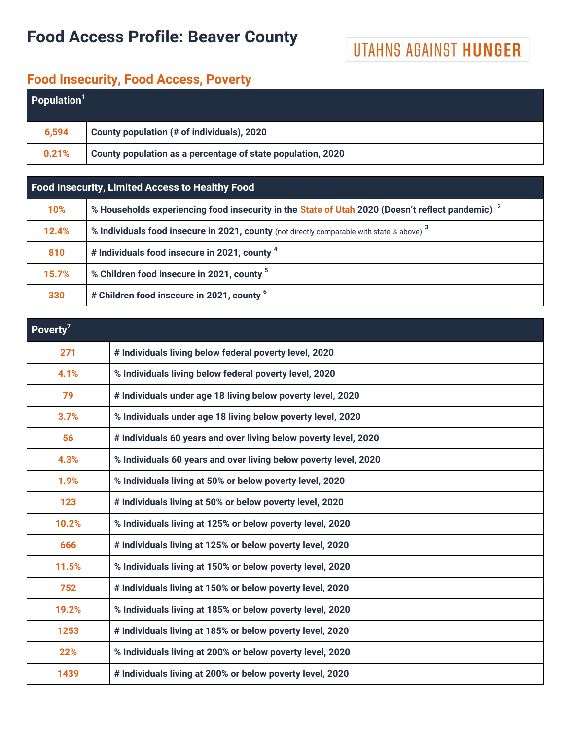# Food Access Profile: Beaver County

UTAHNS AGAINST **HUNGER**

## Food Insecurity, Food Access, Poverty

| Population[1] | |
|---|---|
| 6,594 | County population (# of individuals), 2020 |
| 0.21% | County population as a percentage of state population, 2020 |

| Food Insecurity, Limited Access to Healthy Food | |
|---|---|
| 10% | % Households experiencing food insecurity in the State of Utah 2020 (Doesn't reflect pandemic) [2] |
| 12.4% | % Individuals food insecure in 2021, county (not directly comparable with state % above) [3] |
| 810 | # Individuals food insecure in 2021, county [4] |
| 15.7% | % Children food insecure in 2021, county [5] |
| 330 | # Children food insecure in 2021, county [6] |

| Poverty[7] | |
|---|---|
| 271 | # Individuals living below federal poverty level, 2020 |
| 4.1% | % Individuals living below federal poverty level, 2020 |
| 79 | # Individuals under age 18 living below poverty level, 2020 |
| 3.7% | % Individuals under age 18 living below poverty level, 2020 |
| 56 | # Individuals 60 years and over living below poverty level, 2020 |
| 4.3% | % Individuals 60 years and over living below poverty level, 2020 |
| 1.9% | % Individuals living at 50% or below poverty level, 2020 |
| 123 | # Individuals living at 50% or below poverty level, 2020 |
| 10.2% | % Individuals living at 125% or below poverty level, 2020 |
| 666 | # Individuals living at 125% or below poverty level, 2020 |
| 11.5% | % Individuals living at 150% or below poverty level, 2020 |
| 752 | # Individuals living at 150% or below poverty level, 2020 |
| 19.2% | % Individuals living at 185% or below poverty level, 2020 |
| 1253 | # Individuals living at 185% or below poverty level, 2020 |
| 22% | % Individuals living at 200% or below poverty level, 2020 |
| 1439 | # Individuals living at 200% or below poverty level, 2020 |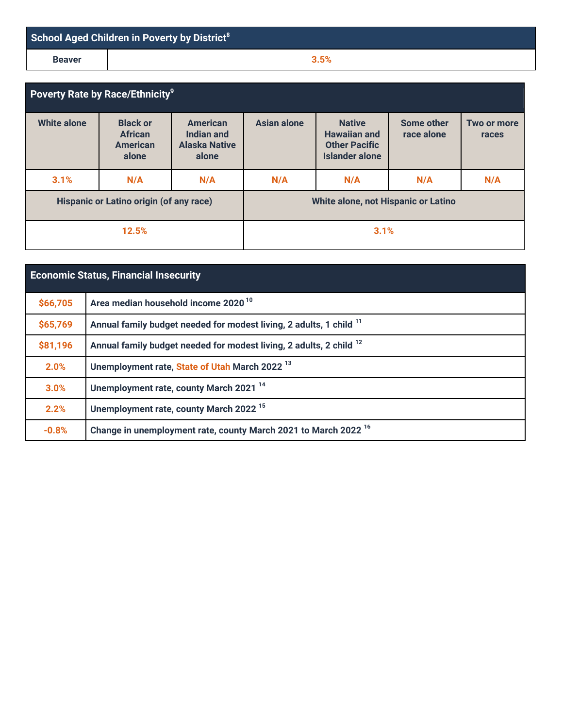| School Aged Children in Poverty by District[8] | |
|---|---|
| Beaver | 3.5% |

| Poverty Rate by Race/Ethnicity[9] | | | | | | |
|---|---|---|---|---|---|---|
| White alone | Black or African American alone | American Indian and Alaska Native alone | Asian alone | Native Hawaiian and Other Pacific Islander alone | Some other race alone | Two or more races |
| 3.1% | N/A | N/A | N/A | N/A | N/A | N/A |
| Hispanic or Latino origin (of any race) | | | White alone, not Hispanic or Latino | | | |
| 12.5% | | | 3.1% | | | |

| Economic Status, Financial Insecurity | |
|---|---|
| $66,705 | Area median household income 2020 [10] |
| $65,769 | Annual family budget needed for modest living, 2 adults, 1 child [11] |
| $81,196 | Annual family budget needed for modest living, 2 adults, 2 child [12] |
| 2.0% | Unemployment rate, State of Utah March 2022 [13] |
| 3.0% | Unemployment rate, county March 2021 [14] |
| 2.2% | Unemployment rate, county March 2022 [15] |
| -0.8% | Change in unemployment rate, county March 2021 to March 2022 [16] |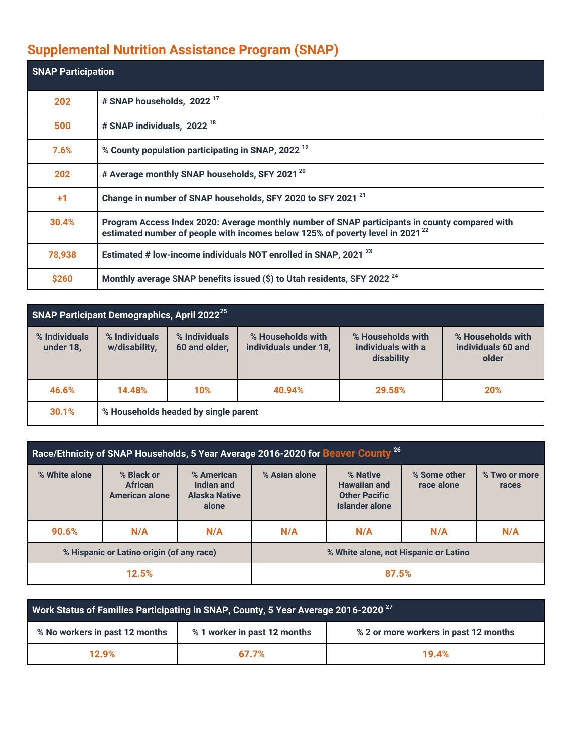## Supplemental Nutrition Assistance Program (SNAP)

| SNAP Participation | |
|---|---|
| 202 | # SNAP households, 2022 [17] |
| 500 | # SNAP individuals, 2022 [18] |
| 7.6% | % County population participating in SNAP, 2022 [19] |
| 202 | # Average monthly SNAP households, SFY 2021 [20] |
| +1 | Change in number of SNAP households, SFY 2020 to SFY 2021 [21] |
| 30.4% | Program Access Index 2020: Average monthly number of SNAP participants in county compared with estimated number of people with incomes below 125% of poverty level in 2021 [22] |
| 78,938 | Estimated # low-income individuals NOT enrolled in SNAP, 2021 [23] |
| $260 | Monthly average SNAP benefits issued ($) to Utah residents, SFY 2022 [24] |

| SNAP Participant Demographics, April 2022[25] | | | | | |
|---|---|---|---|---|---|
| % Individuals under 18, | % Individuals w/disability, | % Individuals 60 and older, | % Households with individuals under 18, | % Households with individuals with a disability | % Households with individuals 60 and older |
| 46.6% | 14.48% | 10% | 40.94% | 29.58% | 20% |
| 30.1% | % Households headed by single parent | | | | |

| Race/Ethnicity of SNAP Households, 5 Year Average 2016-2020 for Beaver County [26] | | | | | | |
|---|---|---|---|---|---|---|
| % White alone | % Black or African American alone | % American Indian and Alaska Native alone | % Asian alone | % Native Hawaiian and Other Pacific Islander alone | % Some other race alone | % Two or more races |
| 90.6% | N/A | N/A | N/A | N/A | N/A | N/A |
| % Hispanic or Latino origin (of any race) | | | % White alone, not Hispanic or Latino | | | |
| 12.5% | | | 87.5% | | | |

| Work Status of Families Participating in SNAP, County, 5 Year Average 2016-2020 [27] | | |
|---|---|---|
| % No workers in past 12 months | % 1 worker in past 12 months | % 2 or more workers in past 12 months |
| 12.9% | 67.7% | 19.4% |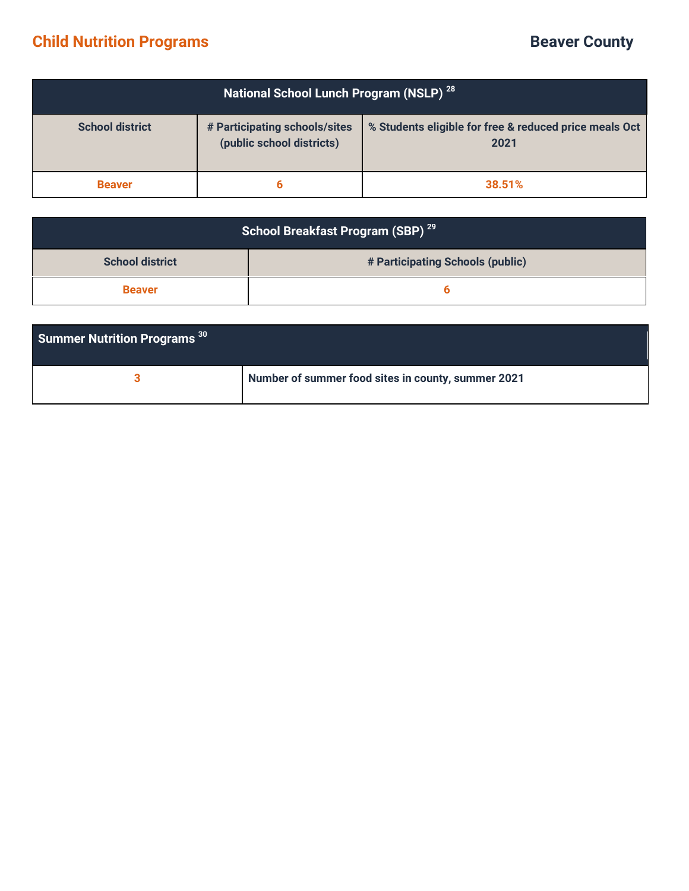## Child Nutrition Programs

## Beaver County

| National School Lunch Program (NSLP) [28] | | |
|---|---|---|
| **School district** | **# Participating schools/sites (public school districts)** | **% Students eligible for free & reduced price meals Oct 2021** |
| Beaver | 6 | 38.51% |

| School Breakfast Program (SBP) [29] | |
|---|---|
| **School district** | **# Participating Schools (public)** |
| Beaver | 6 |

| Summer Nutrition Programs [30] | |
|---|---|
| 3 | Number of summer food sites in county, summer 2021 |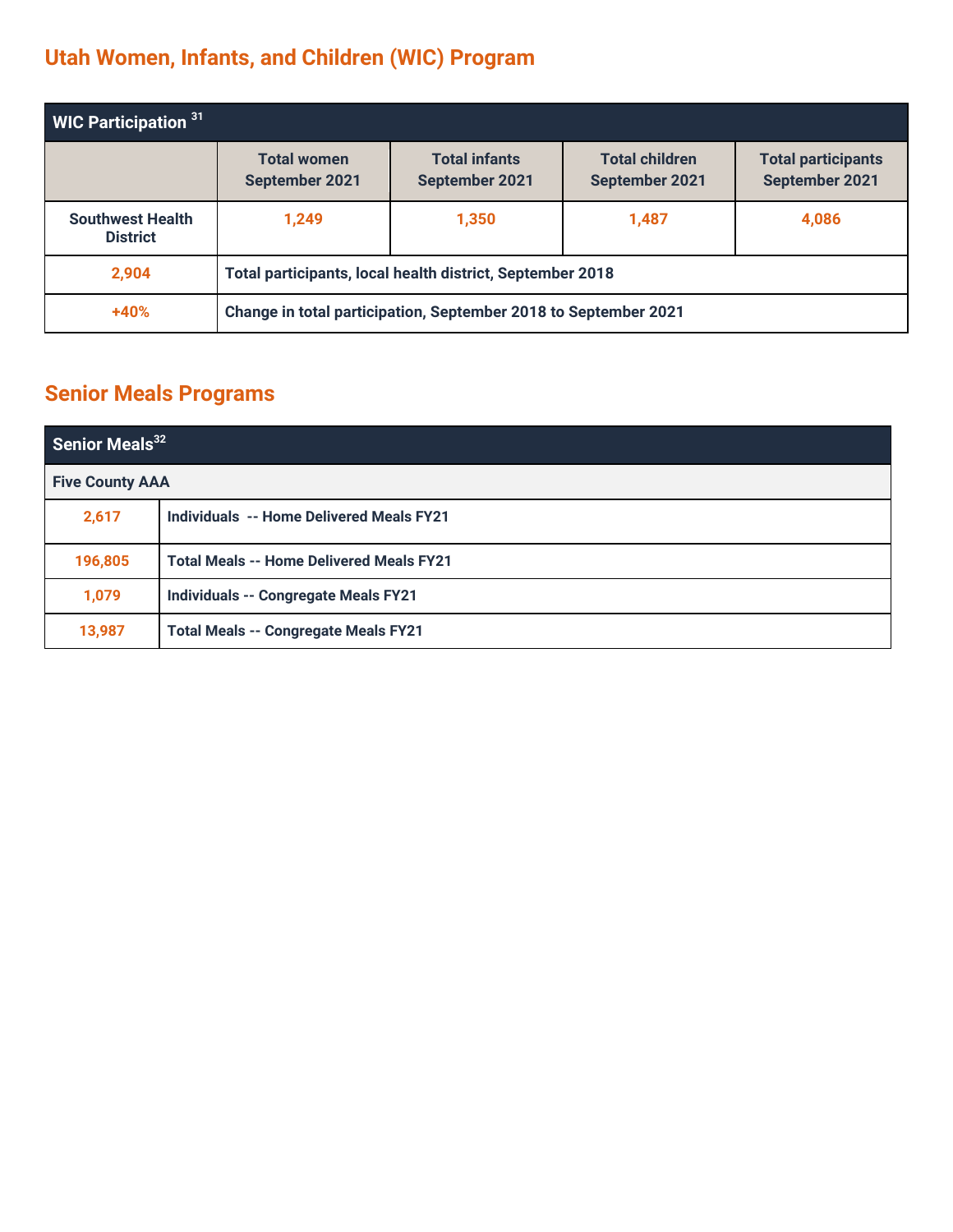## Utah Women, Infants, and Children (WIC) Program

| WIC Participation [31] | | | | |
|---|---|---|---|---|
| | Total women September 2021 | Total infants September 2021 | Total children September 2021 | Total participants September 2021 |
| Southwest Health District | 1,249 | 1,350 | 1,487 | 4,086 |
| 2,904 | Total participants, local health district, September 2018 | | | |
| +40% | Change in total participation, September 2018 to September 2021 | | | |

## Senior Meals Programs

| Senior Meals[32] | |
|---|---|
| Five County AAA | |
| 2,617 | Individuals -- Home Delivered Meals FY21 |
| 196,805 | Total Meals -- Home Delivered Meals FY21 |
| 1,079 | Individuals -- Congregate Meals FY21 |
| 13,987 | Total Meals -- Congregate Meals FY21 |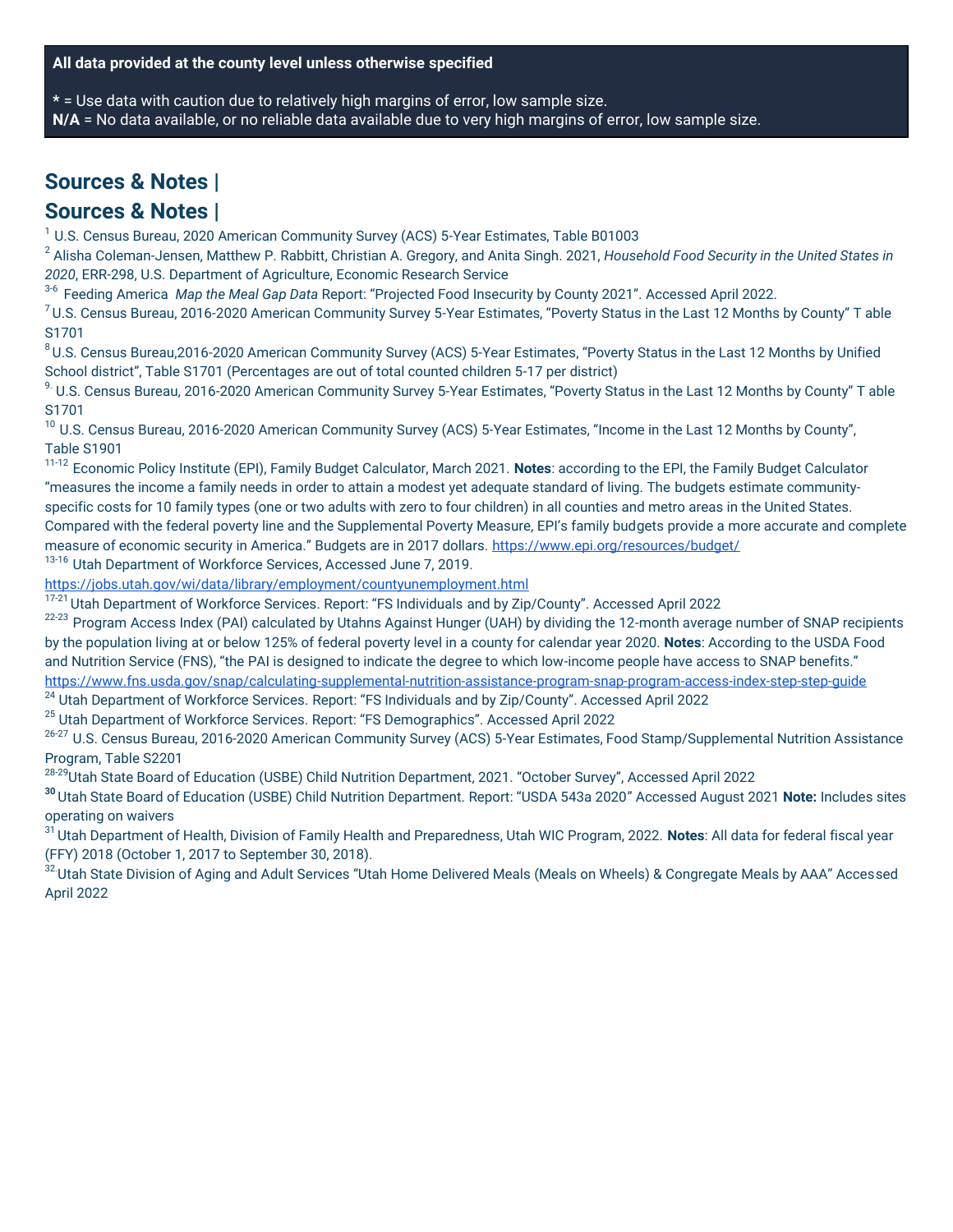**All data provided at the county level unless otherwise specified**

**\*** = Use data with caution due to relatively high margins of error, low sample size.
**N/A** = No data available, or no reliable data available due to very high margins of error, low sample size.

## Sources & Notes |

## Sources & Notes |

[1] U.S. Census Bureau, 2020 American Community Survey (ACS) 5-Year Estimates, Table B01003

[2] Alisha Coleman-Jensen, Matthew P. Rabbitt, Christian A. Gregory, and Anita Singh. 2021, *Household Food Security in the United States in 2020*, ERR-298, U.S. Department of Agriculture, Economic Research Service

[3-6] Feeding America *Map the Meal Gap Data* Report: "Projected Food Insecurity by County 2021". Accessed April 2022.

[7] U.S. Census Bureau, 2016-2020 American Community Survey 5-Year Estimates, "Poverty Status in the Last 12 Months by County" T able S1701

[8] U.S. Census Bureau,2016-2020 American Community Survey (ACS) 5-Year Estimates, "Poverty Status in the Last 12 Months by Unified School district", Table S1701 (Percentages are out of total counted children 5-17 per district)

[9.] U.S. Census Bureau, 2016-2020 American Community Survey 5-Year Estimates, "Poverty Status in the Last 12 Months by County" T able S1701

[10] U.S. Census Bureau, 2016-2020 American Community Survey (ACS) 5-Year Estimates, "Income in the Last 12 Months by County", Table S1901

[11-12] Economic Policy Institute (EPI), Family Budget Calculator, March 2021. **Notes**: according to the EPI, the Family Budget Calculator "measures the income a family needs in order to attain a modest yet adequate standard of living. The budgets estimate community-specific costs for 10 family types (one or two adults with zero to four children) in all counties and metro areas in the United States. Compared with the federal poverty line and the Supplemental Poverty Measure, EPI's family budgets provide a more accurate and complete measure of economic security in America." Budgets are in 2017 dollars. https://www.epi.org/resources/budget/

[13-16] Utah Department of Workforce Services, Accessed June 7, 2019.
https://jobs.utah.gov/wi/data/library/employment/countyunemployment.html

[17-21] Utah Department of Workforce Services. Report: "FS Individuals and by Zip/County". Accessed April 2022

[22-23] Program Access Index (PAI) calculated by Utahns Against Hunger (UAH) by dividing the 12-month average number of SNAP recipients by the population living at or below 125% of federal poverty level in a county for calendar year 2020. **Notes**: According to the USDA Food and Nutrition Service (FNS), "the PAI is designed to indicate the degree to which low-income people have access to SNAP benefits."
https://www.fns.usda.gov/snap/calculating-supplemental-nutrition-assistance-program-snap-program-access-index-step-step-guide

[24] Utah Department of Workforce Services. Report: "FS Individuals and by Zip/County". Accessed April 2022

[25] Utah Department of Workforce Services. Report: "FS Demographics". Accessed April 2022

[26-27] U.S. Census Bureau, 2016-2020 American Community Survey (ACS) 5-Year Estimates, Food Stamp/Supplemental Nutrition Assistance Program, Table S2201

[28-29] Utah State Board of Education (USBE) Child Nutrition Department, 2021. "October Survey", Accessed April 2022

[30] Utah State Board of Education (USBE) Child Nutrition Department. Report: "USDA 543a 2020" Accessed August 2021 **Note:** Includes sites operating on waivers

[31] Utah Department of Health, Division of Family Health and Preparedness, Utah WIC Program, 2022. **Notes**: All data for federal fiscal year (FFY) 2018 (October 1, 2017 to September 30, 2018).

[32.] Utah State Division of Aging and Adult Services "Utah Home Delivered Meals (Meals on Wheels) & Congregate Meals by AAA" Accessed April 2022